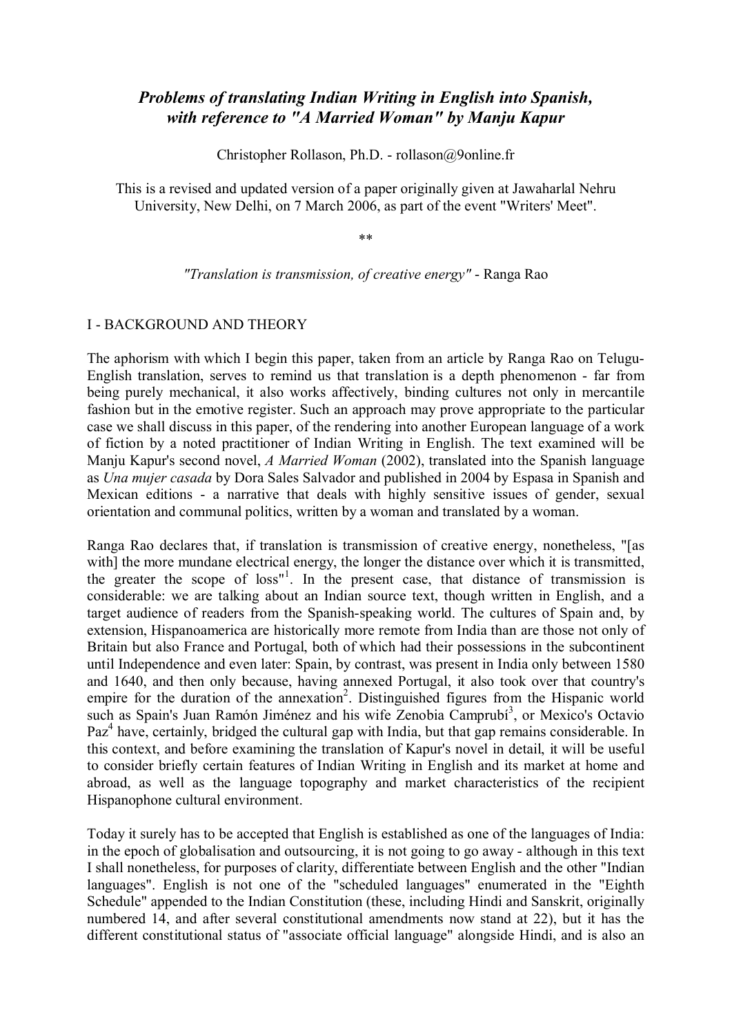# *Problems of translating Indian Writing in English into Spanish, with reference to "A Married Woman" by Manju Kapur*

Christopher Rollason, Ph.D. - rollason@9online.fr

This is a revised and updated version of a paper originally given at Jawaharlal Nehru University, New Delhi, on 7 March 2006, as part of the event "Writers' Meet".

**

*"Translation is transmission, of creative energy"* - Ranga Rao

## I - BACKGROUND AND THEORY

The aphorism with which I begin this paper, taken from an article by Ranga Rao on Telugu-English translation, serves to remind us that translation is a depth phenomenon - far from being purely mechanical, it also works affectively, binding cultures not only in mercantile fashion but in the emotive register. Such an approach may prove appropriate to the particular case we shall discuss in this paper, of the rendering into another European language of a work of fiction by a noted practitioner of Indian Writing in English. The text examined will be Manju Kapur's second novel, *A Married Woman* (2002), translated into the Spanish language as *Una mujer casada* by Dora Sales Salvador and published in 2004 by Espasa in Spanish and Mexican editions - a narrative that deals with highly sensitive issues of gender, sexual orientation and communal politics, written by a woman and translated by a woman.

Ranga Rao declares that, if translation is transmission of creative energy, nonetheless, "[as with] the more mundane electrical energy, the longer the distance over which it is transmitted, the greater the scope of loss"[1]. In the present case, that distance of transmission is considerable: we are talking about an Indian source text, though written in English, and a target audience of readers from the Spanish-speaking world. The cultures of Spain and, by extension, Hispanoamerica are historically more remote from India than are those not only of Britain but also France and Portugal, both of which had their possessions in the subcontinent until Independence and even later: Spain, by contrast, was present in India only between 1580 and 1640, and then only because, having annexed Portugal, it also took over that country's empire for the duration of the annexation[2]. Distinguished figures from the Hispanic world such as Spain's Juan Ramón Jiménez and his wife Zenobia Camprubí[3], or Mexico's Octavio Paz[4] have, certainly, bridged the cultural gap with India, but that gap remains considerable. In this context, and before examining the translation of Kapur's novel in detail, it will be useful to consider briefly certain features of Indian Writing in English and its market at home and abroad, as well as the language topography and market characteristics of the recipient Hispanophone cultural environment.

Today it surely has to be accepted that English is established as one of the languages of India: in the epoch of globalisation and outsourcing, it is not going to go away - although in this text I shall nonetheless, for purposes of clarity, differentiate between English and the other "Indian languages". English is not one of the "scheduled languages" enumerated in the "Eighth Schedule" appended to the Indian Constitution (these, including Hindi and Sanskrit, originally numbered 14, and after several constitutional amendments now stand at 22), but it has the different constitutional status of "associate official language" alongside Hindi, and is also an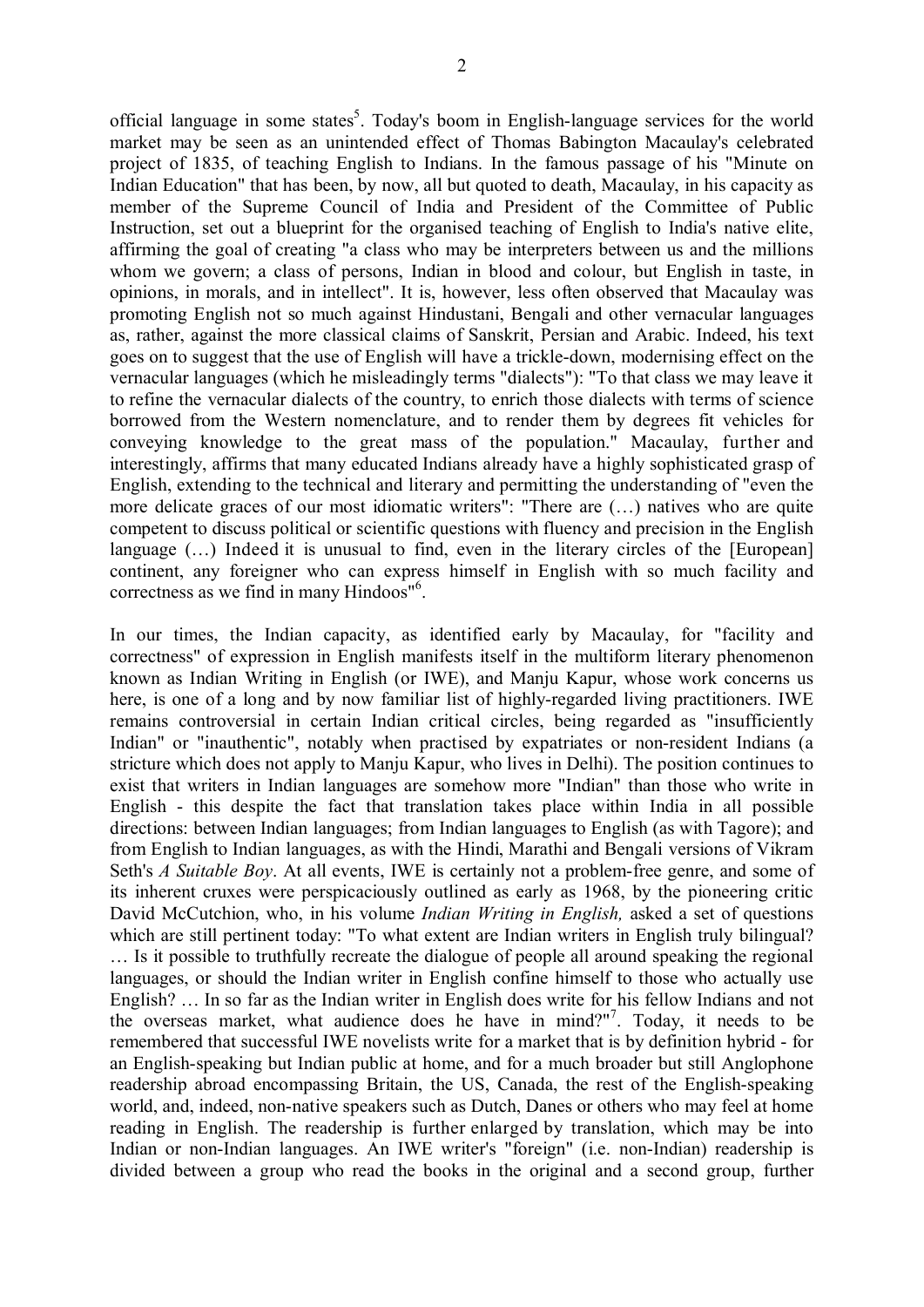official language in some states[5]. Today's boom in English-language services for the world market may be seen as an unintended effect of Thomas Babington Macaulay's celebrated project of 1835, of teaching English to Indians. In the famous passage of his "Minute on Indian Education" that has been, by now, all but quoted to death, Macaulay, in his capacity as member of the Supreme Council of India and President of the Committee of Public Instruction, set out a blueprint for the organised teaching of English to India's native elite, affirming the goal of creating "a class who may be interpreters between us and the millions whom we govern; a class of persons, Indian in blood and colour, but English in taste, in opinions, in morals, and in intellect". It is, however, less often observed that Macaulay was promoting English not so much against Hindustani, Bengali and other vernacular languages as, rather, against the more classical claims of Sanskrit, Persian and Arabic. Indeed, his text goes on to suggest that the use of English will have a trickle-down, modernising effect on the vernacular languages (which he misleadingly terms "dialects"): "To that class we may leave it to refine the vernacular dialects of the country, to enrich those dialects with terms of science borrowed from the Western nomenclature, and to render them by degrees fit vehicles for conveying knowledge to the great mass of the population." Macaulay, further and interestingly, affirms that many educated Indians already have a highly sophisticated grasp of English, extending to the technical and literary and permitting the understanding of "even the more delicate graces of our most idiomatic writers": "There are (…) natives who are quite competent to discuss political or scientific questions with fluency and precision in the English language (…) Indeed it is unusual to find, even in the literary circles of the [European] continent, any foreigner who can express himself in English with so much facility and correctness as we find in many Hindoos"[6].

In our times, the Indian capacity, as identified early by Macaulay, for "facility and correctness" of expression in English manifests itself in the multiform literary phenomenon known as Indian Writing in English (or IWE), and Manju Kapur, whose work concerns us here, is one of a long and by now familiar list of highly-regarded living practitioners. IWE remains controversial in certain Indian critical circles, being regarded as "insufficiently Indian" or "inauthentic", notably when practised by expatriates or non-resident Indians (a stricture which does not apply to Manju Kapur, who lives in Delhi). The position continues to exist that writers in Indian languages are somehow more "Indian" than those who write in English - this despite the fact that translation takes place within India in all possible directions: between Indian languages; from Indian languages to English (as with Tagore); and from English to Indian languages, as with the Hindi, Marathi and Bengali versions of Vikram Seth's *A Suitable Boy*. At all events, IWE is certainly not a problem-free genre, and some of its inherent cruxes were perspicaciously outlined as early as 1968, by the pioneering critic David McCutchion, who, in his volume *Indian Writing in English,* asked a set of questions which are still pertinent today: "To what extent are Indian writers in English truly bilingual? … Is it possible to truthfully recreate the dialogue of people all around speaking the regional languages, or should the Indian writer in English confine himself to those who actually use English? … In so far as the Indian writer in English does write for his fellow Indians and not the overseas market, what audience does he have in mind?"[7]. Today, it needs to be remembered that successful IWE novelists write for a market that is by definition hybrid - for an English-speaking but Indian public at home, and for a much broader but still Anglophone readership abroad encompassing Britain, the US, Canada, the rest of the English-speaking world, and, indeed, non-native speakers such as Dutch, Danes or others who may feel at home reading in English. The readership is further enlarged by translation, which may be into Indian or non-Indian languages. An IWE writer's "foreign" (i.e. non-Indian) readership is divided between a group who read the books in the original and a second group, further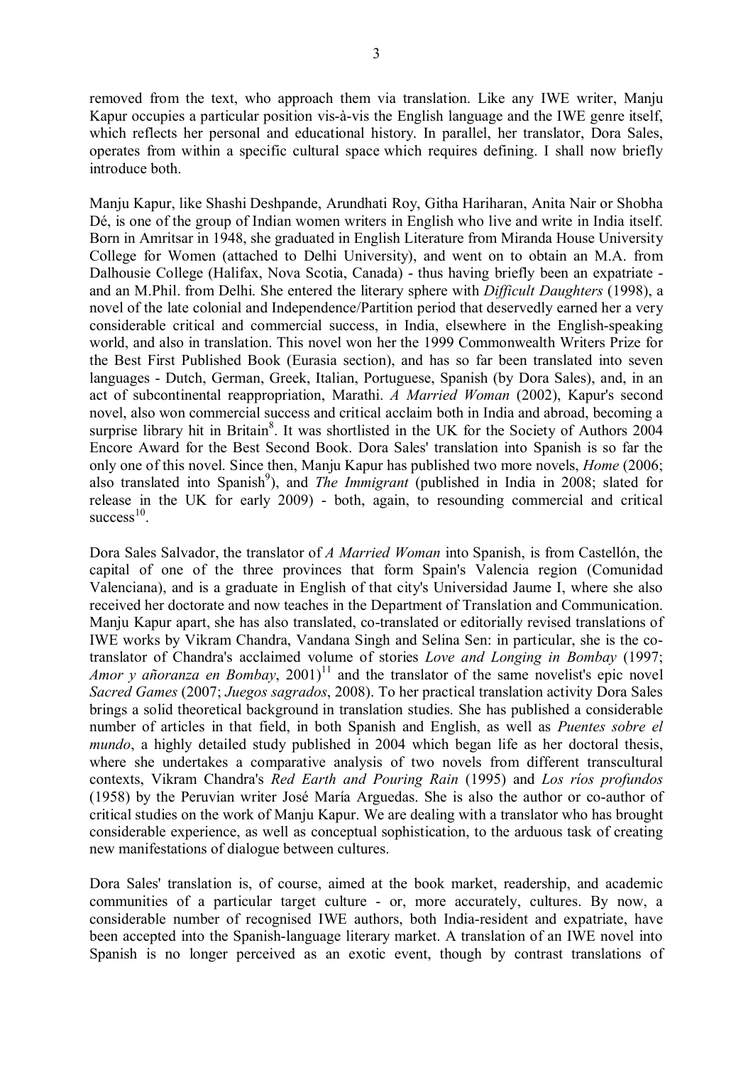removed from the text, who approach them via translation. Like any IWE writer, Manju Kapur occupies a particular position vis-à-vis the English language and the IWE genre itself, which reflects her personal and educational history. In parallel, her translator, Dora Sales, operates from within a specific cultural space which requires defining. I shall now briefly introduce both.

Manju Kapur, like Shashi Deshpande, Arundhati Roy, Githa Hariharan, Anita Nair or Shobha Dé, is one of the group of Indian women writers in English who live and write in India itself. Born in Amritsar in 1948, she graduated in English Literature from Miranda House University College for Women (attached to Delhi University), and went on to obtain an M.A. from Dalhousie College (Halifax, Nova Scotia, Canada) - thus having briefly been an expatriate - and an M.Phil. from Delhi. She entered the literary sphere with *Difficult Daughters* (1998), a novel of the late colonial and Independence/Partition period that deservedly earned her a very considerable critical and commercial success, in India, elsewhere in the English-speaking world, and also in translation. This novel won her the 1999 Commonwealth Writers Prize for the Best First Published Book (Eurasia section), and has so far been translated into seven languages - Dutch, German, Greek, Italian, Portuguese, Spanish (by Dora Sales), and, in an act of subcontinental reappropriation, Marathi. *A Married Woman* (2002), Kapur's second novel, also won commercial success and critical acclaim both in India and abroad, becoming a surprise library hit in Britain[8]. It was shortlisted in the UK for the Society of Authors 2004 Encore Award for the Best Second Book. Dora Sales' translation into Spanish is so far the only one of this novel. Since then, Manju Kapur has published two more novels, *Home* (2006; also translated into Spanish[9]), and *The Immigrant* (published in India in 2008; slated for release in the UK for early 2009) - both, again, to resounding commercial and critical success[10].

Dora Sales Salvador, the translator of *A Married Woman* into Spanish, is from Castellón, the capital of one of the three provinces that form Spain's Valencia region (Comunidad Valenciana), and is a graduate in English of that city's Universidad Jaume I, where she also received her doctorate and now teaches in the Department of Translation and Communication. Manju Kapur apart, she has also translated, co-translated or editorially revised translations of IWE works by Vikram Chandra, Vandana Singh and Selina Sen: in particular, she is the co-translator of Chandra's acclaimed volume of stories *Love and Longing in Bombay* (1997; *Amor y añoranza en Bombay*, 2001)[11] and the translator of the same novelist's epic novel *Sacred Games* (2007; *Juegos sagrados*, 2008). To her practical translation activity Dora Sales brings a solid theoretical background in translation studies. She has published a considerable number of articles in that field, in both Spanish and English, as well as *Puentes sobre el mundo*, a highly detailed study published in 2004 which began life as her doctoral thesis, where she undertakes a comparative analysis of two novels from different transcultural contexts, Vikram Chandra's *Red Earth and Pouring Rain* (1995) and *Los ríos profundos* (1958) by the Peruvian writer José María Arguedas. She is also the author or co-author of critical studies on the work of Manju Kapur. We are dealing with a translator who has brought considerable experience, as well as conceptual sophistication, to the arduous task of creating new manifestations of dialogue between cultures.

Dora Sales' translation is, of course, aimed at the book market, readership, and academic communities of a particular target culture - or, more accurately, cultures. By now, a considerable number of recognised IWE authors, both India-resident and expatriate, have been accepted into the Spanish-language literary market. A translation of an IWE novel into Spanish is no longer perceived as an exotic event, though by contrast translations of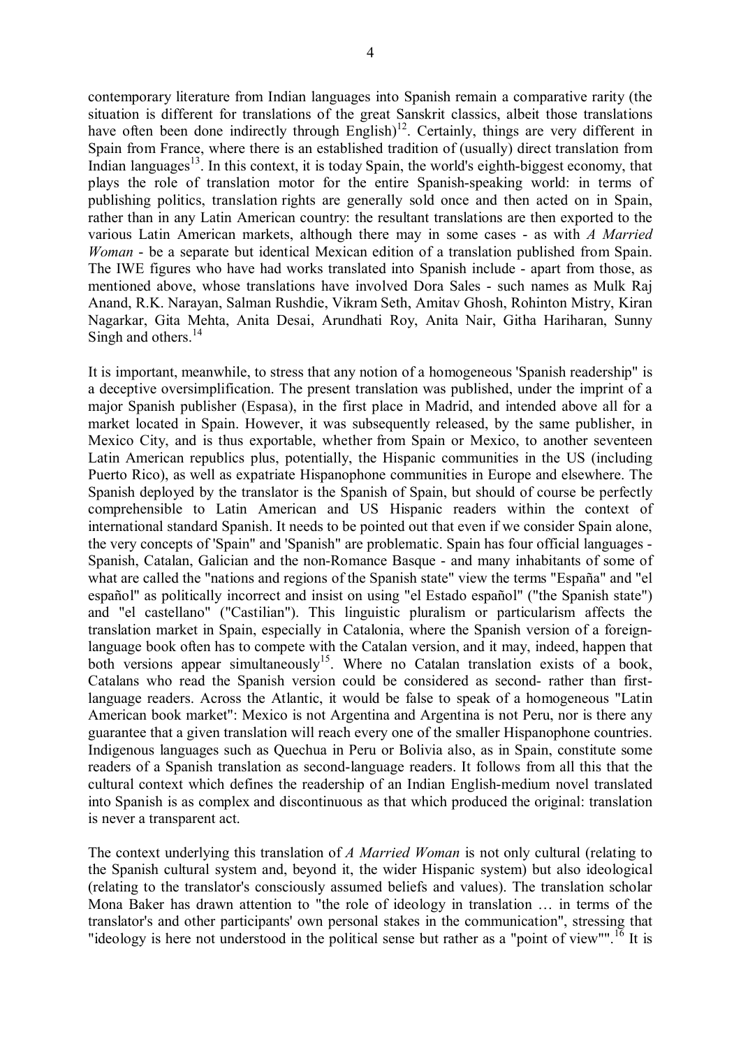contemporary literature from Indian languages into Spanish remain a comparative rarity (the situation is different for translations of the great Sanskrit classics, albeit those translations have often been done indirectly through English)[12]. Certainly, things are very different in Spain from France, where there is an established tradition of (usually) direct translation from Indian languages[13]. In this context, it is today Spain, the world's eighth-biggest economy, that plays the role of translation motor for the entire Spanish-speaking world: in terms of publishing politics, translation rights are generally sold once and then acted on in Spain, rather than in any Latin American country: the resultant translations are then exported to the various Latin American markets, although there may in some cases - as with *A Married Woman* - be a separate but identical Mexican edition of a translation published from Spain. The IWE figures who have had works translated into Spanish include - apart from those, as mentioned above, whose translations have involved Dora Sales - such names as Mulk Raj Anand, R.K. Narayan, Salman Rushdie, Vikram Seth, Amitav Ghosh, Rohinton Mistry, Kiran Nagarkar, Gita Mehta, Anita Desai, Arundhati Roy, Anita Nair, Githa Hariharan, Sunny Singh and others.[14]

It is important, meanwhile, to stress that any notion of a homogeneous 'Spanish readership" is a deceptive oversimplification. The present translation was published, under the imprint of a major Spanish publisher (Espasa), in the first place in Madrid, and intended above all for a market located in Spain. However, it was subsequently released, by the same publisher, in Mexico City, and is thus exportable, whether from Spain or Mexico, to another seventeen Latin American republics plus, potentially, the Hispanic communities in the US (including Puerto Rico), as well as expatriate Hispanophone communities in Europe and elsewhere. The Spanish deployed by the translator is the Spanish of Spain, but should of course be perfectly comprehensible to Latin American and US Hispanic readers within the context of international standard Spanish. It needs to be pointed out that even if we consider Spain alone, the very concepts of 'Spain" and 'Spanish" are problematic. Spain has four official languages - Spanish, Catalan, Galician and the non-Romance Basque - and many inhabitants of some of what are called the "nations and regions of the Spanish state" view the terms "España" and "el español" as politically incorrect and insist on using "el Estado español" ("the Spanish state") and "el castellano" ("Castilian"). This linguistic pluralism or particularism affects the translation market in Spain, especially in Catalonia, where the Spanish version of a foreign-language book often has to compete with the Catalan version, and it may, indeed, happen that both versions appear simultaneously[15]. Where no Catalan translation exists of a book, Catalans who read the Spanish version could be considered as second- rather than first-language readers. Across the Atlantic, it would be false to speak of a homogeneous "Latin American book market": Mexico is not Argentina and Argentina is not Peru, nor is there any guarantee that a given translation will reach every one of the smaller Hispanophone countries. Indigenous languages such as Quechua in Peru or Bolivia also, as in Spain, constitute some readers of a Spanish translation as second-language readers. It follows from all this that the cultural context which defines the readership of an Indian English-medium novel translated into Spanish is as complex and discontinuous as that which produced the original: translation is never a transparent act.

The context underlying this translation of *A Married Woman* is not only cultural (relating to the Spanish cultural system and, beyond it, the wider Hispanic system) but also ideological (relating to the translator's consciously assumed beliefs and values). The translation scholar Mona Baker has drawn attention to "the role of ideology in translation … in terms of the translator's and other participants' own personal stakes in the communication", stressing that "ideology is here not understood in the political sense but rather as a "point of view"".[16] It is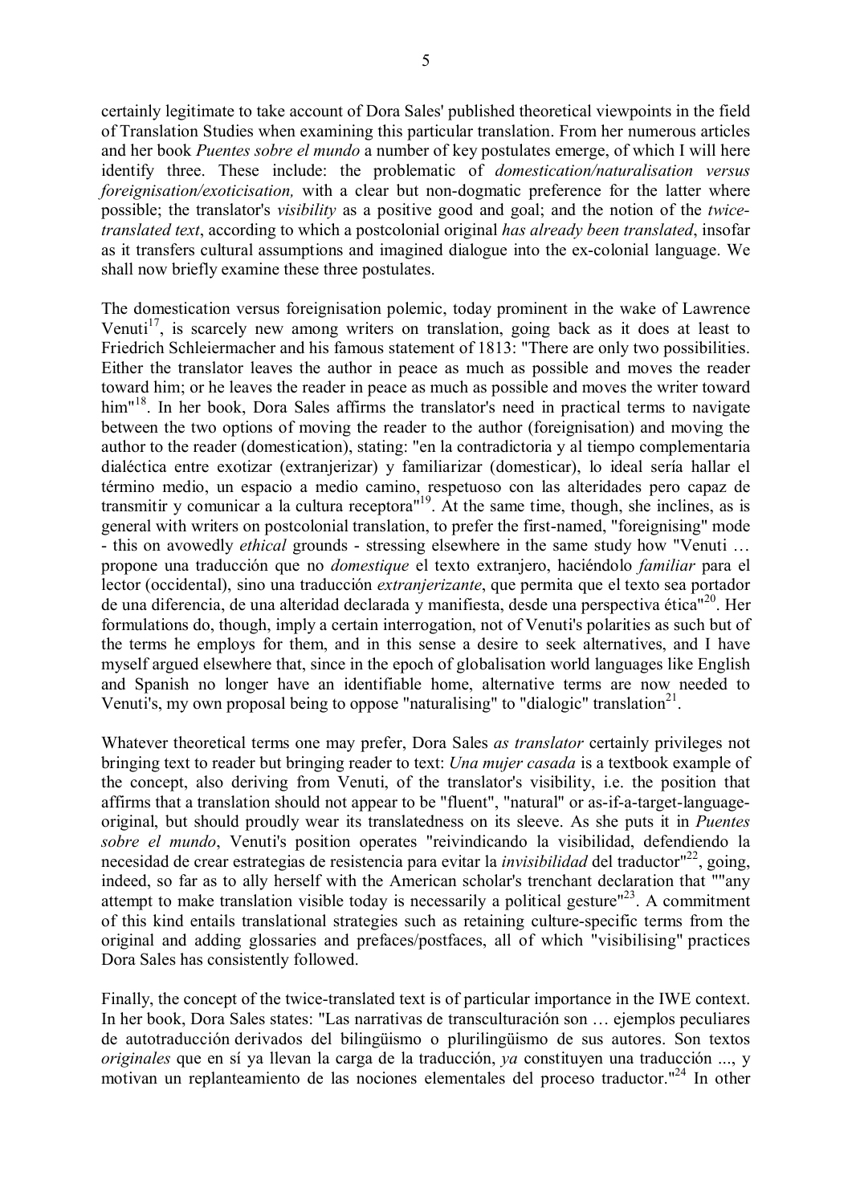certainly legitimate to take account of Dora Sales' published theoretical viewpoints in the field of Translation Studies when examining this particular translation. From her numerous articles and her book *Puentes sobre el mundo* a number of key postulates emerge, of which I will here identify three. These include: the problematic of *domestication/naturalisation versus foreignisation/exoticisation,* with a clear but non-dogmatic preference for the latter where possible; the translator's *visibility* as a positive good and goal; and the notion of the *twice-translated text*, according to which a postcolonial original *has already been translated*, insofar as it transfers cultural assumptions and imagined dialogue into the ex-colonial language. We shall now briefly examine these three postulates.

The domestication versus foreignisation polemic, today prominent in the wake of Lawrence Venuti[17], is scarcely new among writers on translation, going back as it does at least to Friedrich Schleiermacher and his famous statement of 1813: "There are only two possibilities. Either the translator leaves the author in peace as much as possible and moves the reader toward him; or he leaves the reader in peace as much as possible and moves the writer toward him"[18]. In her book, Dora Sales affirms the translator's need in practical terms to navigate between the two options of moving the reader to the author (foreignisation) and moving the author to the reader (domestication), stating: "en la contradictoria y al tiempo complementaria dialéctica entre exotizar (extranjerizar) y familiarizar (domesticar), lo ideal sería hallar el término medio, un espacio a medio camino, respetuoso con las alteridades pero capaz de transmitir y comunicar a la cultura receptora"[19]. At the same time, though, she inclines, as is general with writers on postcolonial translation, to prefer the first-named, "foreignising" mode - this on avowedly *ethical* grounds - stressing elsewhere in the same study how "Venuti … propone una traducción que no *domestique* el texto extranjero, haciéndolo *familiar* para el lector (occidental), sino una traducción *extranjerizante*, que permita que el texto sea portador de una diferencia, de una alteridad declarada y manifiesta, desde una perspectiva ética"[20]. Her formulations do, though, imply a certain interrogation, not of Venuti's polarities as such but of the terms he employs for them, and in this sense a desire to seek alternatives, and I have myself argued elsewhere that, since in the epoch of globalisation world languages like English and Spanish no longer have an identifiable home, alternative terms are now needed to Venuti's, my own proposal being to oppose "naturalising" to "dialogic" translation[21].

Whatever theoretical terms one may prefer, Dora Sales *as translator* certainly privileges not bringing text to reader but bringing reader to text: *Una mujer casada* is a textbook example of the concept, also deriving from Venuti, of the translator's visibility, i.e. the position that affirms that a translation should not appear to be "fluent", "natural" or as-if-a-target-language-original, but should proudly wear its translatedness on its sleeve. As she puts it in *Puentes sobre el mundo*, Venuti's position operates "reivindicando la visibilidad, defendiendo la necesidad de crear estrategias de resistencia para evitar la *invisibilidad* del traductor"[22], going, indeed, so far as to ally herself with the American scholar's trenchant declaration that ""any attempt to make translation visible today is necessarily a political gesture"[23]. A commitment of this kind entails translational strategies such as retaining culture-specific terms from the original and adding glossaries and prefaces/postfaces, all of which "visibilising" practices Dora Sales has consistently followed.

Finally, the concept of the twice-translated text is of particular importance in the IWE context. In her book, Dora Sales states: "Las narrativas de transculturación son … ejemplos peculiares de autotraducción derivados del bilingüismo o plurilingüismo de sus autores. Son textos *originales* que en sí ya llevan la carga de la traducción, *ya* constituyen una traducción ..., y motivan un replanteamiento de las nociones elementales del proceso traductor."[24] In other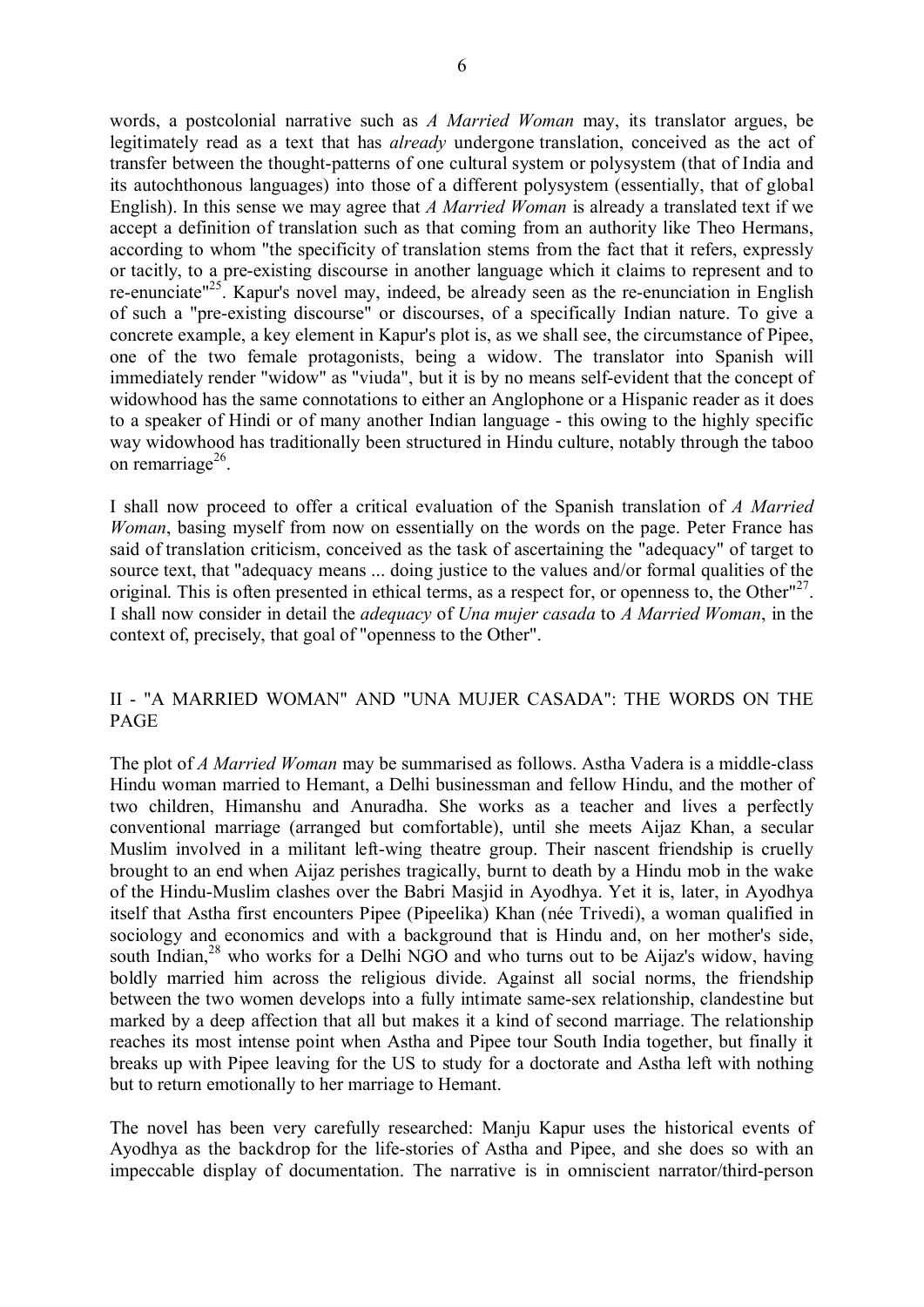words, a postcolonial narrative such as *A Married Woman* may, its translator argues, be legitimately read as a text that has *already* undergone translation, conceived as the act of transfer between the thought-patterns of one cultural system or polysystem (that of India and its autochthonous languages) into those of a different polysystem (essentially, that of global English). In this sense we may agree that *A Married Woman* is already a translated text if we accept a definition of translation such as that coming from an authority like Theo Hermans, according to whom "the specificity of translation stems from the fact that it refers, expressly or tacitly, to a pre-existing discourse in another language which it claims to represent and to re-enunciate"[25]. Kapur's novel may, indeed, be already seen as the re-enunciation in English of such a "pre-existing discourse" or discourses, of a specifically Indian nature. To give a concrete example, a key element in Kapur's plot is, as we shall see, the circumstance of Pipee, one of the two female protagonists, being a widow. The translator into Spanish will immediately render "widow" as "viuda", but it is by no means self-evident that the concept of widowhood has the same connotations to either an Anglophone or a Hispanic reader as it does to a speaker of Hindi or of many another Indian language - this owing to the highly specific way widowhood has traditionally been structured in Hindu culture, notably through the taboo on remarriage[26].

I shall now proceed to offer a critical evaluation of the Spanish translation of *A Married Woman*, basing myself from now on essentially on the words on the page. Peter France has said of translation criticism, conceived as the task of ascertaining the "adequacy" of target to source text, that "adequacy means ... doing justice to the values and/or formal qualities of the original. This is often presented in ethical terms, as a respect for, or openness to, the Other"[27]. I shall now consider in detail the *adequacy* of *Una mujer casada* to *A Married Woman*, in the context of, precisely, that goal of "openness to the Other".

## II - "A MARRIED WOMAN" AND "UNA MUJER CASADA": THE WORDS ON THE PAGE

The plot of *A Married Woman* may be summarised as follows. Astha Vadera is a middle-class Hindu woman married to Hemant, a Delhi businessman and fellow Hindu, and the mother of two children, Himanshu and Anuradha. She works as a teacher and lives a perfectly conventional marriage (arranged but comfortable), until she meets Aijaz Khan, a secular Muslim involved in a militant left-wing theatre group. Their nascent friendship is cruelly brought to an end when Aijaz perishes tragically, burnt to death by a Hindu mob in the wake of the Hindu-Muslim clashes over the Babri Masjid in Ayodhya. Yet it is, later, in Ayodhya itself that Astha first encounters Pipee (Pipeelika) Khan (née Trivedi), a woman qualified in sociology and economics and with a background that is Hindu and, on her mother's side, south Indian,[28] who works for a Delhi NGO and who turns out to be Aijaz's widow, having boldly married him across the religious divide. Against all social norms, the friendship between the two women develops into a fully intimate same-sex relationship, clandestine but marked by a deep affection that all but makes it a kind of second marriage. The relationship reaches its most intense point when Astha and Pipee tour South India together, but finally it breaks up with Pipee leaving for the US to study for a doctorate and Astha left with nothing but to return emotionally to her marriage to Hemant.

The novel has been very carefully researched: Manju Kapur uses the historical events of Ayodhya as the backdrop for the life-stories of Astha and Pipee, and she does so with an impeccable display of documentation. The narrative is in omniscient narrator/third-person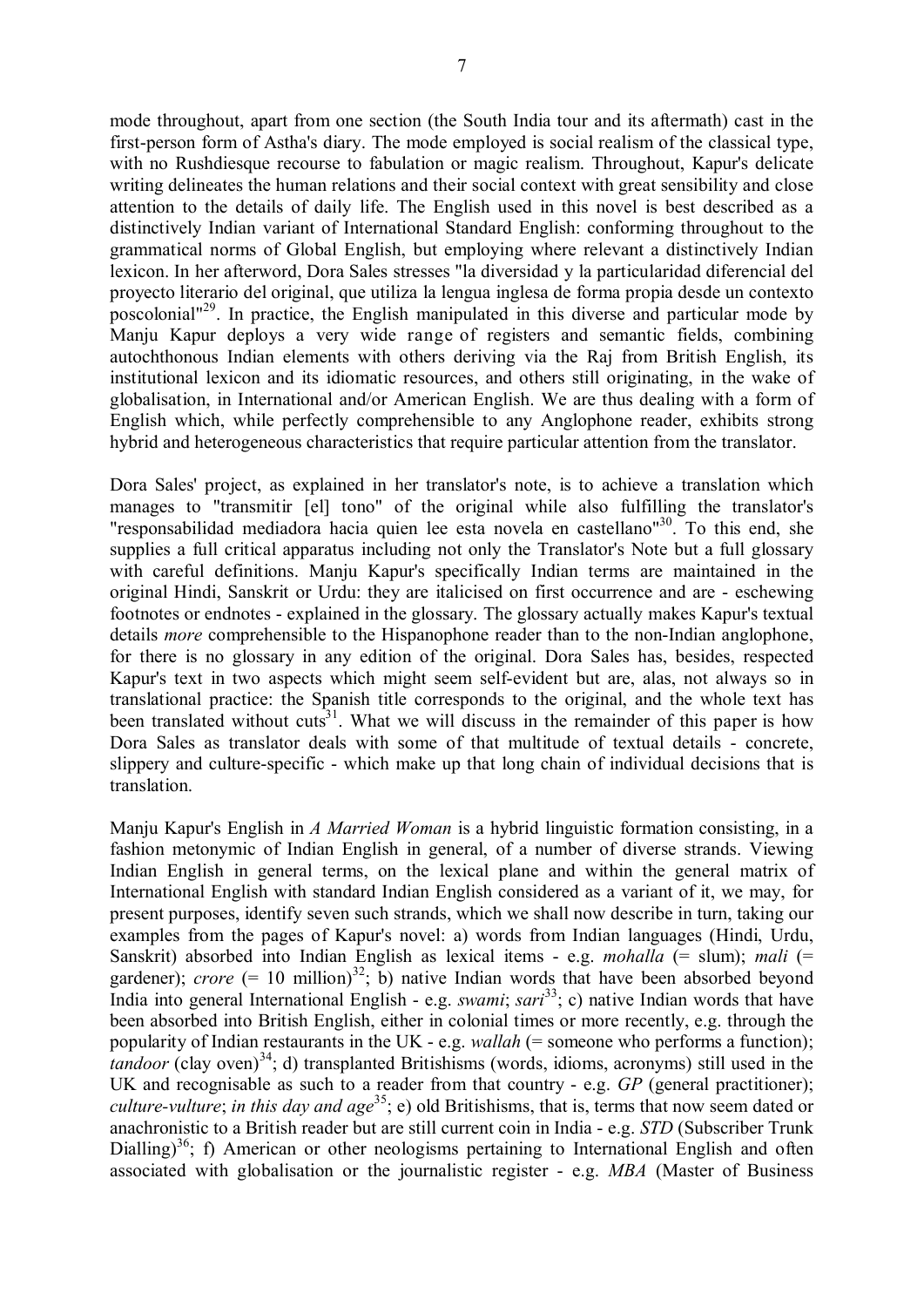mode throughout, apart from one section (the South India tour and its aftermath) cast in the first-person form of Astha's diary. The mode employed is social realism of the classical type, with no Rushdiesque recourse to fabulation or magic realism. Throughout, Kapur's delicate writing delineates the human relations and their social context with great sensibility and close attention to the details of daily life. The English used in this novel is best described as a distinctively Indian variant of International Standard English: conforming throughout to the grammatical norms of Global English, but employing where relevant a distinctively Indian lexicon. In her afterword, Dora Sales stresses "la diversidad y la particularidad diferencial del proyecto literario del original, que utiliza la lengua inglesa de forma propia desde un contexto poscolonial"[29]. In practice, the English manipulated in this diverse and particular mode by Manju Kapur deploys a very wide range of registers and semantic fields, combining autochthonous Indian elements with others deriving via the Raj from British English, its institutional lexicon and its idiomatic resources, and others still originating, in the wake of globalisation, in International and/or American English. We are thus dealing with a form of English which, while perfectly comprehensible to any Anglophone reader, exhibits strong hybrid and heterogeneous characteristics that require particular attention from the translator.

Dora Sales' project, as explained in her translator's note, is to achieve a translation which manages to "transmitir [el] tono" of the original while also fulfilling the translator's "responsabilidad mediadora hacia quien lee esta novela en castellano"[30]. To this end, she supplies a full critical apparatus including not only the Translator's Note but a full glossary with careful definitions. Manju Kapur's specifically Indian terms are maintained in the original Hindi, Sanskrit or Urdu: they are italicised on first occurrence and are - eschewing footnotes or endnotes - explained in the glossary. The glossary actually makes Kapur's textual details *more* comprehensible to the Hispanophone reader than to the non-Indian anglophone, for there is no glossary in any edition of the original. Dora Sales has, besides, respected Kapur's text in two aspects which might seem self-evident but are, alas, not always so in translational practice: the Spanish title corresponds to the original, and the whole text has been translated without cuts[31]. What we will discuss in the remainder of this paper is how Dora Sales as translator deals with some of that multitude of textual details - concrete, slippery and culture-specific - which make up that long chain of individual decisions that is translation.

Manju Kapur's English in *A Married Woman* is a hybrid linguistic formation consisting, in a fashion metonymic of Indian English in general, of a number of diverse strands. Viewing Indian English in general terms, on the lexical plane and within the general matrix of International English with standard Indian English considered as a variant of it, we may, for present purposes, identify seven such strands, which we shall now describe in turn, taking our examples from the pages of Kapur's novel: a) words from Indian languages (Hindi, Urdu, Sanskrit) absorbed into Indian English as lexical items - e.g. *mohalla* (= slum); *mali* (= gardener); *crore* (= 10 million)[32]; b) native Indian words that have been absorbed beyond India into general International English - e.g. *swami*; *sari*[33]; c) native Indian words that have been absorbed into British English, either in colonial times or more recently, e.g. through the popularity of Indian restaurants in the UK - e.g. *wallah* (= someone who performs a function); *tandoor* (clay oven)[34]; d) transplanted Britishisms (words, idioms, acronyms) still used in the UK and recognisable as such to a reader from that country - e.g. *GP* (general practitioner); *culture-vulture*; *in this day and age*[35]; e) old Britishisms, that is, terms that now seem dated or anachronistic to a British reader but are still current coin in India - e.g. *STD* (Subscriber Trunk Dialling)[36]; f) American or other neologisms pertaining to International English and often associated with globalisation or the journalistic register - e.g. *MBA* (Master of Business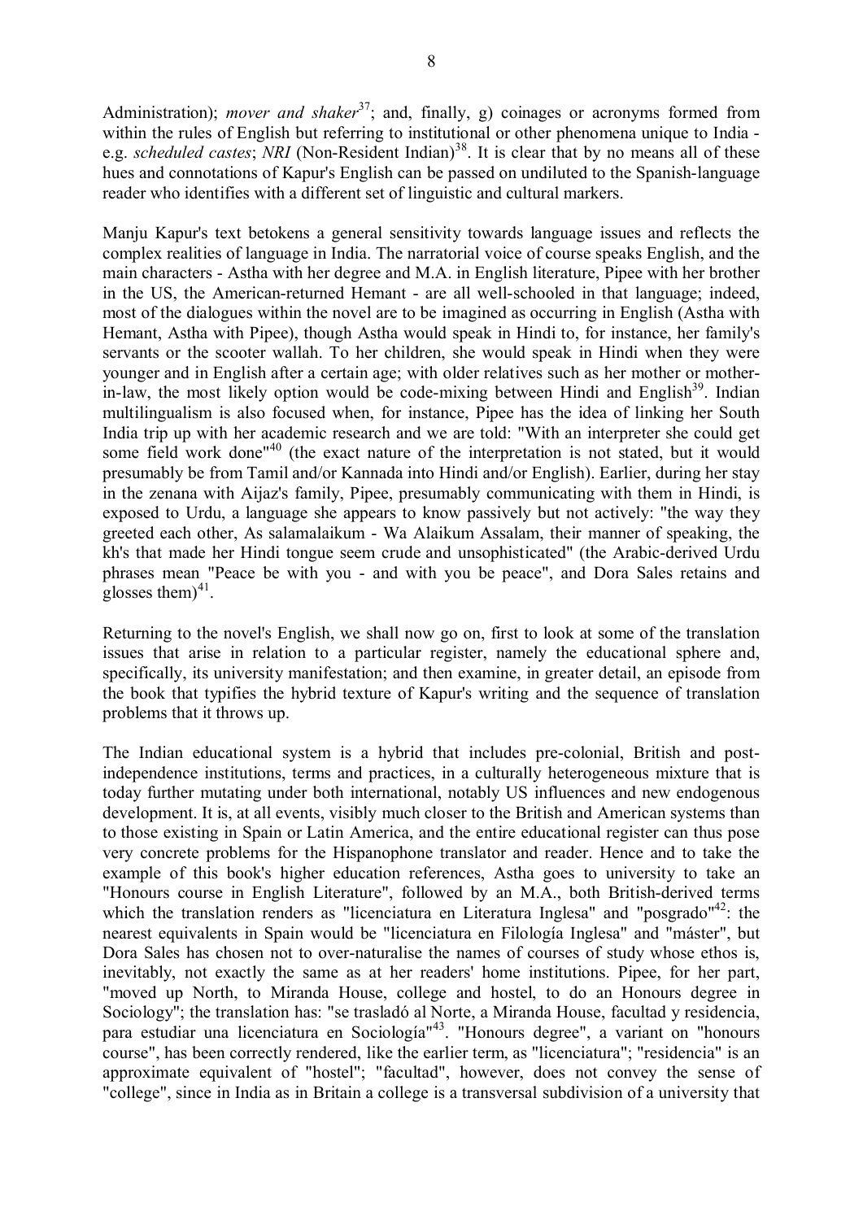Administration); *mover and shaker*[37]; and, finally, g) coinages or acronyms formed from within the rules of English but referring to institutional or other phenomena unique to India - e.g. *scheduled castes*; *NRI* (Non-Resident Indian)[38]. It is clear that by no means all of these hues and connotations of Kapur's English can be passed on undiluted to the Spanish-language reader who identifies with a different set of linguistic and cultural markers.

Manju Kapur's text betokens a general sensitivity towards language issues and reflects the complex realities of language in India. The narratorial voice of course speaks English, and the main characters - Astha with her degree and M.A. in English literature, Pipee with her brother in the US, the American-returned Hemant - are all well-schooled in that language; indeed, most of the dialogues within the novel are to be imagined as occurring in English (Astha with Hemant, Astha with Pipee), though Astha would speak in Hindi to, for instance, her family's servants or the scooter wallah. To her children, she would speak in Hindi when they were younger and in English after a certain age; with older relatives such as her mother or mother-in-law, the most likely option would be code-mixing between Hindi and English[39]. Indian multilingualism is also focused when, for instance, Pipee has the idea of linking her South India trip up with her academic research and we are told: "With an interpreter she could get some field work done"[40] (the exact nature of the interpretation is not stated, but it would presumably be from Tamil and/or Kannada into Hindi and/or English). Earlier, during her stay in the zenana with Aijaz's family, Pipee, presumably communicating with them in Hindi, is exposed to Urdu, a language she appears to know passively but not actively: "the way they greeted each other, As salamalaikum - Wa Alaikum Assalam, their manner of speaking, the kh's that made her Hindi tongue seem crude and unsophisticated" (the Arabic-derived Urdu phrases mean "Peace be with you - and with you be peace", and Dora Sales retains and glosses them)[41].

Returning to the novel's English, we shall now go on, first to look at some of the translation issues that arise in relation to a particular register, namely the educational sphere and, specifically, its university manifestation; and then examine, in greater detail, an episode from the book that typifies the hybrid texture of Kapur's writing and the sequence of translation problems that it throws up.

The Indian educational system is a hybrid that includes pre-colonial, British and post-independence institutions, terms and practices, in a culturally heterogeneous mixture that is today further mutating under both international, notably US influences and new endogenous development. It is, at all events, visibly much closer to the British and American systems than to those existing in Spain or Latin America, and the entire educational register can thus pose very concrete problems for the Hispanophone translator and reader. Hence and to take the example of this book's higher education references, Astha goes to university to take an "Honours course in English Literature", followed by an M.A., both British-derived terms which the translation renders as "licenciatura en Literatura Inglesa" and "posgrado"[42]: the nearest equivalents in Spain would be "licenciatura en Filología Inglesa" and "máster", but Dora Sales has chosen not to over-naturalise the names of courses of study whose ethos is, inevitably, not exactly the same as at her readers' home institutions. Pipee, for her part, "moved up North, to Miranda House, college and hostel, to do an Honours degree in Sociology"; the translation has: "se trasladó al Norte, a Miranda House, facultad y residencia, para estudiar una licenciatura en Sociología"[43]. "Honours degree", a variant on "honours course", has been correctly rendered, like the earlier term, as "licenciatura"; "residencia" is an approximate equivalent of "hostel"; "facultad", however, does not convey the sense of "college", since in India as in Britain a college is a transversal subdivision of a university that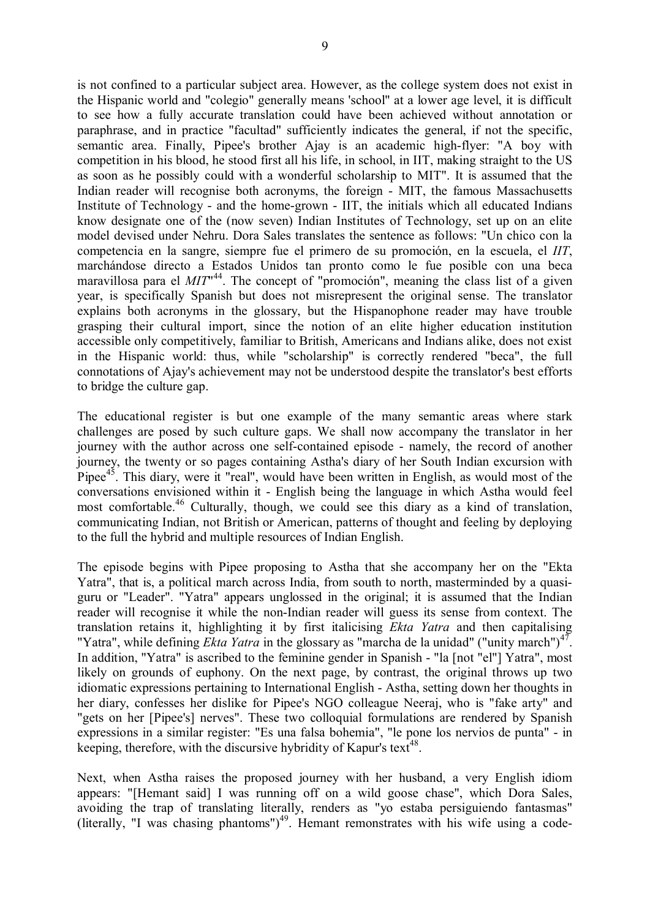is not confined to a particular subject area. However, as the college system does not exist in the Hispanic world and "colegio" generally means 'school" at a lower age level, it is difficult to see how a fully accurate translation could have been achieved without annotation or paraphrase, and in practice "facultad" sufficiently indicates the general, if not the specific, semantic area. Finally, Pipee's brother Ajay is an academic high-flyer: "A boy with competition in his blood, he stood first all his life, in school, in IIT, making straight to the US as soon as he possibly could with a wonderful scholarship to MIT". It is assumed that the Indian reader will recognise both acronyms, the foreign - MIT, the famous Massachusetts Institute of Technology - and the home-grown - IIT, the initials which all educated Indians know designate one of the (now seven) Indian Institutes of Technology, set up on an elite model devised under Nehru. Dora Sales translates the sentence as follows: "Un chico con la competencia en la sangre, siempre fue el primero de su promoción, en la escuela, el *IIT*, marchándose directo a Estados Unidos tan pronto como le fue posible con una beca maravillosa para el *MIT*"[44]. The concept of "promoción", meaning the class list of a given year, is specifically Spanish but does not misrepresent the original sense. The translator explains both acronyms in the glossary, but the Hispanophone reader may have trouble grasping their cultural import, since the notion of an elite higher education institution accessible only competitively, familiar to British, Americans and Indians alike, does not exist in the Hispanic world: thus, while "scholarship" is correctly rendered "beca", the full connotations of Ajay's achievement may not be understood despite the translator's best efforts to bridge the culture gap.

The educational register is but one example of the many semantic areas where stark challenges are posed by such culture gaps. We shall now accompany the translator in her journey with the author across one self-contained episode - namely, the record of another journey, the twenty or so pages containing Astha's diary of her South Indian excursion with Pipee[45]. This diary, were it "real", would have been written in English, as would most of the conversations envisioned within it - English being the language in which Astha would feel most comfortable.[46] Culturally, though, we could see this diary as a kind of translation, communicating Indian, not British or American, patterns of thought and feeling by deploying to the full the hybrid and multiple resources of Indian English.

The episode begins with Pipee proposing to Astha that she accompany her on the "Ekta Yatra", that is, a political march across India, from south to north, masterminded by a quasi-guru or "Leader". "Yatra" appears unglossed in the original; it is assumed that the Indian reader will recognise it while the non-Indian reader will guess its sense from context. The translation retains it, highlighting it by first italicising *Ekta Yatra* and then capitalising "Yatra", while defining *Ekta Yatra* in the glossary as "marcha de la unidad" ("unity march")[47]. In addition, "Yatra" is ascribed to the feminine gender in Spanish - "la [not "el"] Yatra", most likely on grounds of euphony. On the next page, by contrast, the original throws up two idiomatic expressions pertaining to International English - Astha, setting down her thoughts in her diary, confesses her dislike for Pipee's NGO colleague Neeraj, who is "fake arty" and "gets on her [Pipee's] nerves". These two colloquial formulations are rendered by Spanish expressions in a similar register: "Es una falsa bohemia", "le pone los nervios de punta" - in keeping, therefore, with the discursive hybridity of Kapur's text[48].

Next, when Astha raises the proposed journey with her husband, a very English idiom appears: "[Hemant said] I was running off on a wild goose chase", which Dora Sales, avoiding the trap of translating literally, renders as "yo estaba persiguiendo fantasmas" (literally, "I was chasing phantoms")[49]. Hemant remonstrates with his wife using a code-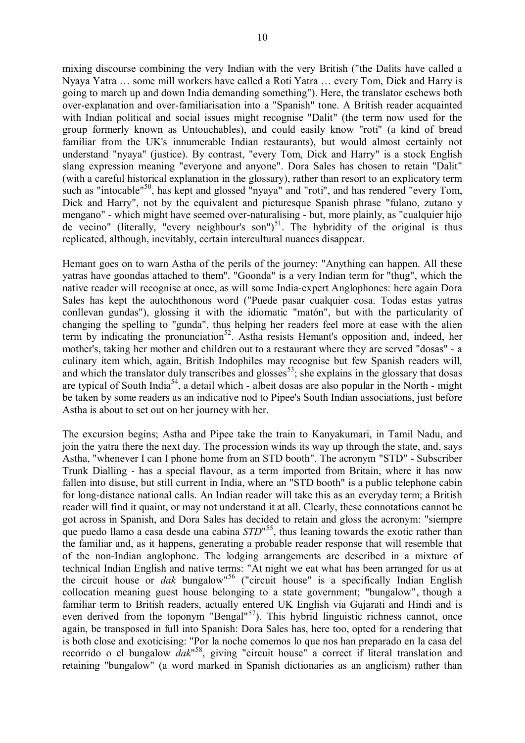mixing discourse combining the very Indian with the very British ("the Dalits have called a Nyaya Yatra … some mill workers have called a Roti Yatra … every Tom, Dick and Harry is going to march up and down India demanding something"). Here, the translator eschews both over-explanation and over-familiarisation into a "Spanish" tone. A British reader acquainted with Indian political and social issues might recognise "Dalit" (the term now used for the group formerly known as Untouchables), and could easily know "roti" (a kind of bread familiar from the UK's innumerable Indian restaurants), but would almost certainly not understand "nyaya" (justice). By contrast, "every Tom, Dick and Harry" is a stock English slang expression meaning "everyone and anyone". Dora Sales has chosen to retain "Dalit" (with a careful historical explanation in the glossary), rather than resort to an explicatory term such as "intocable"[50], has kept and glossed "nyaya" and "roti", and has rendered "every Tom, Dick and Harry", not by the equivalent and picturesque Spanish phrase "fulano, zutano y mengano" - which might have seemed over-naturalising - but, more plainly, as "cualquier hijo de vecino" (literally, "every neighbour's son")[51]. The hybridity of the original is thus replicated, although, inevitably, certain intercultural nuances disappear.

Hemant goes on to warn Astha of the perils of the journey: "Anything can happen. All these yatras have goondas attached to them". "Goonda" is a very Indian term for "thug", which the native reader will recognise at once, as will some India-expert Anglophones: here again Dora Sales has kept the autochthonous word ("Puede pasar cualquier cosa. Todas estas yatras conllevan gundas"), glossing it with the idiomatic "matón", but with the particularity of changing the spelling to "gunda", thus helping her readers feel more at ease with the alien term by indicating the pronunciation[52]. Astha resists Hemant's opposition and, indeed, her mother's, taking her mother and children out to a restaurant where they are served "dosas" - a culinary item which, again, British Indophiles may recognise but few Spanish readers will, and which the translator duly transcribes and glosses[53]; she explains in the glossary that dosas are typical of South India[54], a detail which - albeit dosas are also popular in the North - might be taken by some readers as an indicative nod to Pipee's South Indian associations, just before Astha is about to set out on her journey with her.

The excursion begins; Astha and Pipee take the train to Kanyakumari, in Tamil Nadu, and join the yatra there the next day. The procession winds its way up through the state, and, says Astha, "whenever I can I phone home from an STD booth". The acronym "STD" - Subscriber Trunk Dialling - has a special flavour, as a term imported from Britain, where it has now fallen into disuse, but still current in India, where an "STD booth" is a public telephone cabin for long-distance national calls. An Indian reader will take this as an everyday term; a British reader will find it quaint, or may not understand it at all. Clearly, these connotations cannot be got across in Spanish, and Dora Sales has decided to retain and gloss the acronym: "siempre que puedo llamo a casa desde una cabina *STD*"[55], thus leaning towards the exotic rather than the familiar and, as it happens, generating a probable reader response that will resemble that of the non-Indian anglophone. The lodging arrangements are described in a mixture of technical Indian English and native terms: "At night we eat what has been arranged for us at the circuit house or *dak* bungalow"[56] ("circuit house" is a specifically Indian English collocation meaning guest house belonging to a state government; "bungalow", though a familiar term to British readers, actually entered UK English via Gujarati and Hindi and is even derived from the toponym "Bengal"[57]). This hybrid linguistic richness cannot, once again, be transposed in full into Spanish: Dora Sales has, here too, opted for a rendering that is both close and exoticising: "Por la noche comemos lo que nos han preparado en la casa del recorrido o el bungalow *dak*"[58], giving "circuit house" a correct if literal translation and retaining "bungalow" (a word marked in Spanish dictionaries as an anglicism) rather than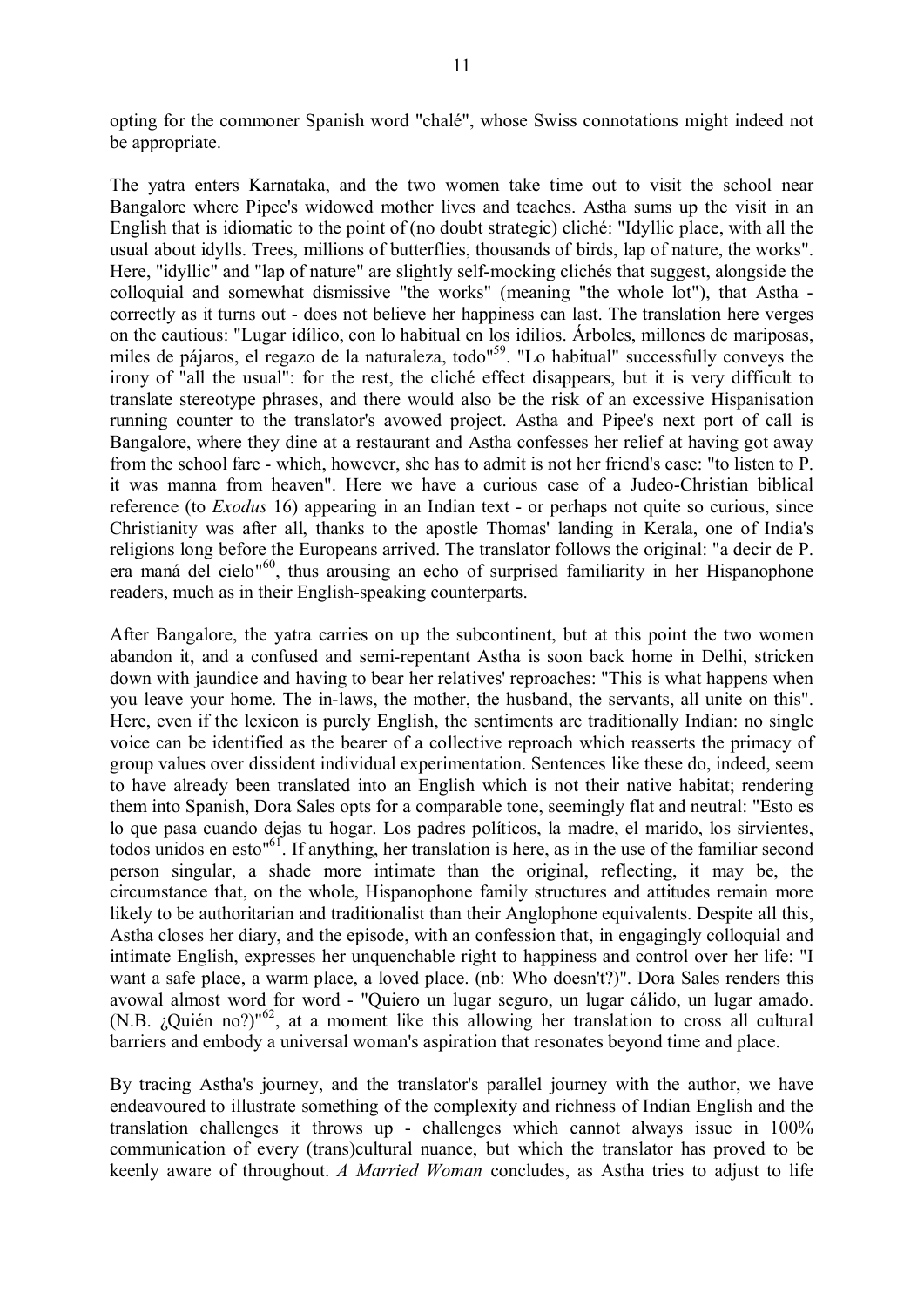opting for the commoner Spanish word "chalé", whose Swiss connotations might indeed not be appropriate.

The yatra enters Karnataka, and the two women take time out to visit the school near Bangalore where Pipee's widowed mother lives and teaches. Astha sums up the visit in an English that is idiomatic to the point of (no doubt strategic) cliché: "Idyllic place, with all the usual about idylls. Trees, millions of butterflies, thousands of birds, lap of nature, the works". Here, "idyllic" and "lap of nature" are slightly self-mocking clichés that suggest, alongside the colloquial and somewhat dismissive "the works" (meaning "the whole lot"), that Astha - correctly as it turns out - does not believe her happiness can last. The translation here verges on the cautious: "Lugar idílico, con lo habitual en los idilios. Árboles, millones de mariposas, miles de pájaros, el regazo de la naturaleza, todo"[59]. "Lo habitual" successfully conveys the irony of "all the usual": for the rest, the cliché effect disappears, but it is very difficult to translate stereotype phrases, and there would also be the risk of an excessive Hispanisation running counter to the translator's avowed project. Astha and Pipee's next port of call is Bangalore, where they dine at a restaurant and Astha confesses her relief at having got away from the school fare - which, however, she has to admit is not her friend's case: "to listen to P. it was manna from heaven". Here we have a curious case of a Judeo-Christian biblical reference (to *Exodus* 16) appearing in an Indian text - or perhaps not quite so curious, since Christianity was after all, thanks to the apostle Thomas' landing in Kerala, one of India's religions long before the Europeans arrived. The translator follows the original: "a decir de P. era maná del cielo"[60], thus arousing an echo of surprised familiarity in her Hispanophone readers, much as in their English-speaking counterparts.

After Bangalore, the yatra carries on up the subcontinent, but at this point the two women abandon it, and a confused and semi-repentant Astha is soon back home in Delhi, stricken down with jaundice and having to bear her relatives' reproaches: "This is what happens when you leave your home. The in-laws, the mother, the husband, the servants, all unite on this". Here, even if the lexicon is purely English, the sentiments are traditionally Indian: no single voice can be identified as the bearer of a collective reproach which reasserts the primacy of group values over dissident individual experimentation. Sentences like these do, indeed, seem to have already been translated into an English which is not their native habitat; rendering them into Spanish, Dora Sales opts for a comparable tone, seemingly flat and neutral: "Esto es lo que pasa cuando dejas tu hogar. Los padres políticos, la madre, el marido, los sirvientes, todos unidos en esto"[61]. If anything, her translation is here, as in the use of the familiar second person singular, a shade more intimate than the original, reflecting, it may be, the circumstance that, on the whole, Hispanophone family structures and attitudes remain more likely to be authoritarian and traditionalist than their Anglophone equivalents. Despite all this, Astha closes her diary, and the episode, with an confession that, in engagingly colloquial and intimate English, expresses her unquenchable right to happiness and control over her life: "I want a safe place, a warm place, a loved place. (nb: Who doesn't?)". Dora Sales renders this avowal almost word for word - "Quiero un lugar seguro, un lugar cálido, un lugar amado. (N.B. ¿Quién no?)"[62], at a moment like this allowing her translation to cross all cultural barriers and embody a universal woman's aspiration that resonates beyond time and place.

By tracing Astha's journey, and the translator's parallel journey with the author, we have endeavoured to illustrate something of the complexity and richness of Indian English and the translation challenges it throws up - challenges which cannot always issue in 100% communication of every (trans)cultural nuance, but which the translator has proved to be keenly aware of throughout. *A Married Woman* concludes, as Astha tries to adjust to life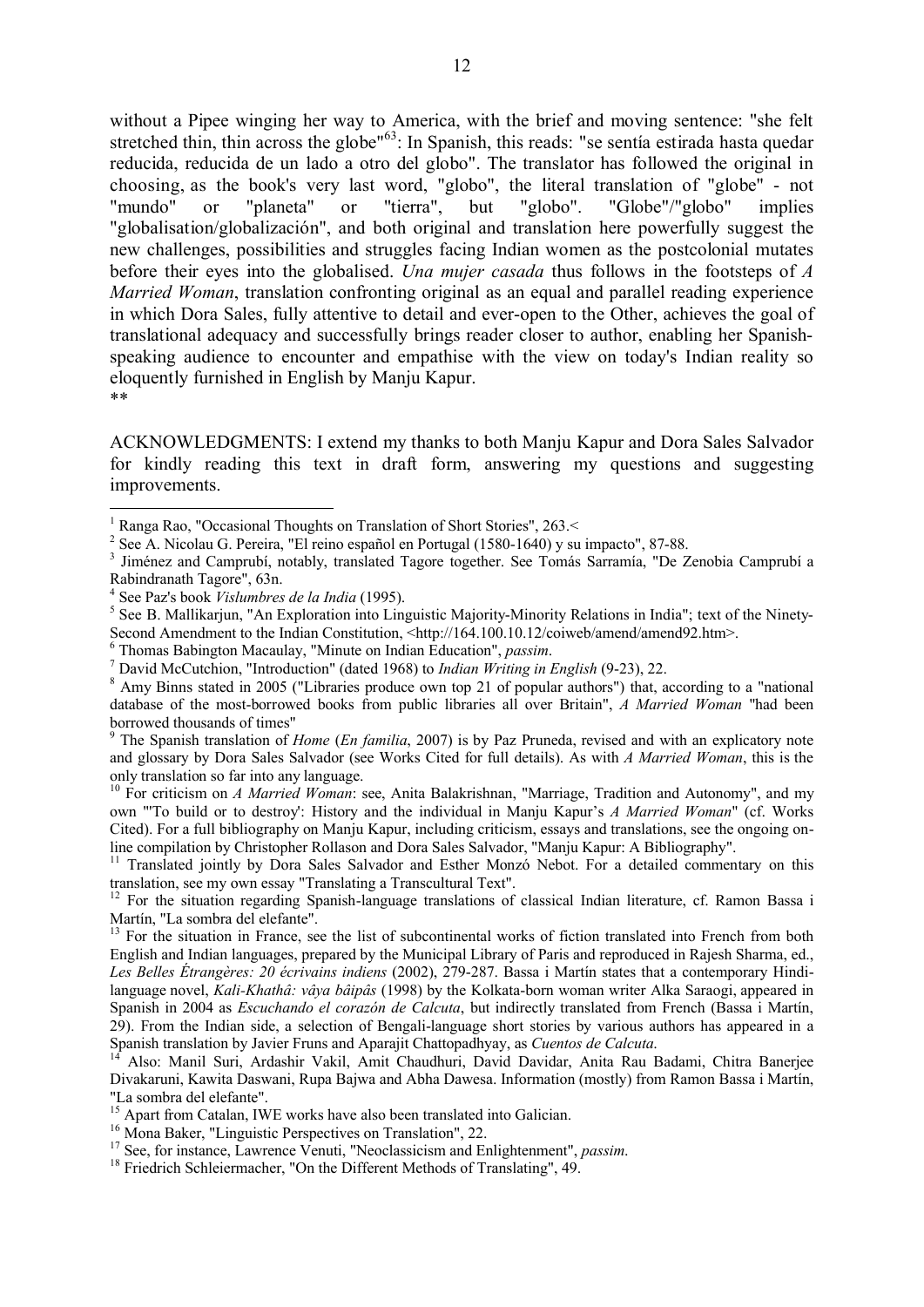without a Pipee winging her way to America, with the brief and moving sentence: "she felt stretched thin, thin across the globe"[63]: In Spanish, this reads: "se sentía estirada hasta quedar reducida, reducida de un lado a otro del globo". The translator has followed the original in choosing, as the book's very last word, "globo", the literal translation of "globe" - not "mundo" or "planeta" or "tierra", but "globo". "Globe"/"globo" implies "globalisation/globalización", and both original and translation here powerfully suggest the new challenges, possibilities and struggles facing Indian women as the postcolonial mutates before their eyes into the globalised. *Una mujer casada* thus follows in the footsteps of *A Married Woman*, translation confronting original as an equal and parallel reading experience in which Dora Sales, fully attentive to detail and ever-open to the Other, achieves the goal of translational adequacy and successfully brings reader closer to author, enabling her Spanish-speaking audience to encounter and empathise with the view on today's Indian reality so eloquently furnished in English by Manju Kapur.

**

ACKNOWLEDGMENTS: I extend my thanks to both Manju Kapur and Dora Sales Salvador for kindly reading this text in draft form, answering my questions and suggesting improvements.

---

[1] Ranga Rao, "Occasional Thoughts on Translation of Short Stories", 263.<

[2] See A. Nicolau G. Pereira, "El reino español en Portugal (1580-1640) y su impacto", 87-88.

[3] Jiménez and Camprubí, notably, translated Tagore together. See Tomás Sarramía, "De Zenobia Camprubí a Rabindranath Tagore", 63n.

[4] See Paz's book *Vislumbres de la India* (1995).

[5] See B. Mallikarjun, "An Exploration into Linguistic Majority-Minority Relations in India"; text of the Ninety-Second Amendment to the Indian Constitution, <http://164.100.10.12/coiweb/amend/amend92.htm>.

[6] Thomas Babington Macaulay, "Minute on Indian Education", *passim*.

[7] David McCutchion, "Introduction" (dated 1968) to *Indian Writing in English* (9-23), 22.

[8] Amy Binns stated in 2005 ("Libraries produce own top 21 of popular authors") that, according to a "national database of the most-borrowed books from public libraries all over Britain", *A Married Woman* "had been borrowed thousands of times"

[9] The Spanish translation of *Home* (*En familia*, 2007) is by Paz Pruneda, revised and with an explicatory note and glossary by Dora Sales Salvador (see Works Cited for full details). As with *A Married Woman*, this is the only translation so far into any language.

[10] For criticism on *A Married Woman*: see, Anita Balakrishnan, "Marriage, Tradition and Autonomy", and my own "'To build or to destroy': History and the individual in Manju Kapur's *A Married Woman*" (cf. Works Cited). For a full bibliography on Manju Kapur, including criticism, essays and translations, see the ongoing on-line compilation by Christopher Rollason and Dora Sales Salvador, "Manju Kapur: A Bibliography".

[11] Translated jointly by Dora Sales Salvador and Esther Monzó Nebot. For a detailed commentary on this translation, see my own essay "Translating a Transcultural Text".

[12] For the situation regarding Spanish-language translations of classical Indian literature, cf. Ramon Bassa i Martín, "La sombra del elefante".

[13] For the situation in France, see the list of subcontinental works of fiction translated into French from both English and Indian languages, prepared by the Municipal Library of Paris and reproduced in Rajesh Sharma, ed., *Les Belles Étrangères: 20 écrivains indiens* (2002), 279-287. Bassa i Martín states that a contemporary Hindi-language novel, *Kali-Khathâ: vâya bâipâs* (1998) by the Kolkata-born woman writer Alka Saraogi, appeared in Spanish in 2004 as *Escuchando el corazón de Calcuta*, but indirectly translated from French (Bassa i Martín, 29). From the Indian side, a selection of Bengali-language short stories by various authors has appeared in a Spanish translation by Javier Fruns and Aparajit Chattopadhyay, as *Cuentos de Calcuta*.

[14] Also: Manil Suri, Ardashir Vakil, Amit Chaudhuri, David Davidar, Anita Rau Badami, Chitra Banerjee Divakaruni, Kawita Daswani, Rupa Bajwa and Abha Dawesa. Information (mostly) from Ramon Bassa i Martín, "La sombra del elefante".

[15] Apart from Catalan, IWE works have also been translated into Galician.

[16] Mona Baker, "Linguistic Perspectives on Translation", 22.

[17] See, for instance, Lawrence Venuti, "Neoclassicism and Enlightenment", *passim*.

[18] Friedrich Schleiermacher, "On the Different Methods of Translating", 49.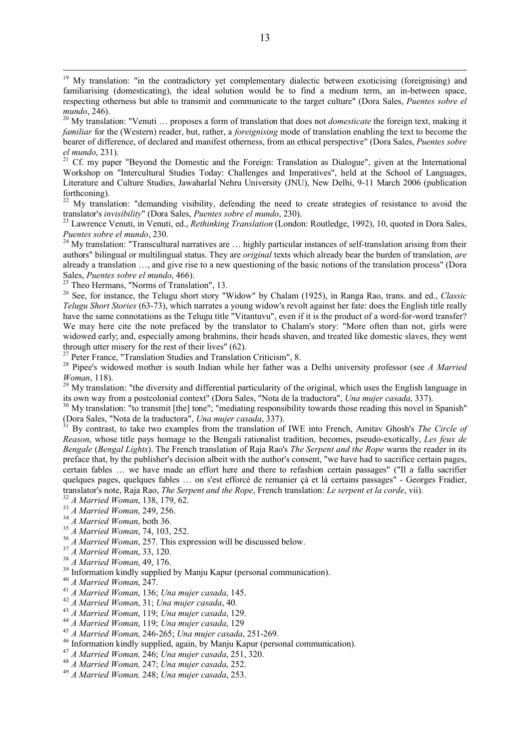[19] My translation: "in the contradictory yet complementary dialectic between exoticising (foreignising) and familiarising (domesticating), the ideal solution would be to find a medium term, an in-between space, respecting otherness but able to transmit and communicate to the target culture" (Dora Sales, *Puentes sobre el mundo*, 246).

[20] My translation: "Venuti … proposes a form of translation that does not *domesticate* the foreign text, making it *familiar* for the (Western) reader, but, rather, a *foreignising* mode of translation enabling the text to become the bearer of difference, of declared and manifest otherness, from an ethical perspective" (Dora Sales, *Puentes sobre el mundo*, 231).

[21] Cf. my paper "Beyond the Domestic and the Foreign: Translation as Dialogue", given at the International Workshop on "Intercultural Studies Today: Challenges and Imperatives", held at the School of Languages, Literature and Culture Studies, Jawaharlal Nehru University (JNU), New Delhi, 9-11 March 2006 (publication forthconing).

[22] My translation: "demanding visibility, defending the need to create strategies of resistance to avoid the translator's *invisibility*" (Dora Sales, *Puentes sobre el mundo*, 230).

[23] Lawrence Venuti, in Venuti, ed., *Rethinking Translation* (London: Routledge, 1992), 10, quoted in Dora Sales, *Puentes sobre el mundo*, 230.

[24] My translation: "Transcultural narratives are … highly particular instances of self-translation arising from their authors" bilingual or multilingual status. They are *original* texts which already bear the burden of translation, *are* already a translation …, and give rise to a new questioning of the basic notions of the translation process" (Dora Sales, *Puentes sobre el mundo*, 466).

[25] Theo Hermans, "Norms of Translation", 13.

[26] See, for instance, the Telugu short story "Widow" by Chalam (1925), in Ranga Rao, trans. and ed., *Classic Telugu Short Stories* (63-73), which narrates a young widow's revolt against her fate: does the English title really have the same connotations as the Telugu title "Vitantuvu", even if it is the product of a word-for-word transfer? We may here cite the note prefaced by the translator to Chalam's story: "More often than not, girls were widowed early; and, especially among brahmins, their heads shaven, and treated like domestic slaves, they went through utter misery for the rest of their lives" (62).

[27] Peter France, "Translation Studies and Translation Criticism", 8.

[28] Pipee's widowed mother is south Indian while her father was a Delhi university professor (see *A Married Woman*, 118).

[29] My translation: "the diversity and differential particularity of the original, which uses the English language in its own way from a postcolonial context" (Dora Sales, "Nota de la traductora", *Una mujer casada*, 337).

[30] My translation: "to transmit [the] tone"; "mediating responsibility towards those reading this novel in Spanish" (Dora Sales, "Nota de la traductora", *Una mujer casada*, 337).

[31] By contrast, to take two examples from the translation of IWE into French, Amitav Ghosh's *The Circle of Reason*, whose title pays homage to the Bengali rationalist tradition, becomes, pseudo-exotically, *Les feux de Bengale* (*Bengal Lights*). The French translation of Raja Rao's *The Serpent and the Rope* warns the reader in its preface that, by the publisher's decision albeit with the author's consent, "we have had to sacrifice certain pages, certain fables … we have made an effort here and there to refashion certain passages" ("Il a fallu sacrifier quelques pages, quelques fables … on s'est efforcé de remanier çà et là certains passages" - Georges Fradier, translator's note, Raja Rao, *The Serpent and the Rope*, French translation: *Le serpent et la corde*, vii).

[32] *A Married Woman*, 138, 179, 62.

[33] *A Married Woman*, 249, 256.

[34] *A Married Woman*, both 36.

[35] *A Married Woman*, 74, 103, 252.

[36] *A Married Woman*, 257. This expression will be discussed below.

[37] *A Married Woman*, 33, 120.

[38] *A Married Woman*, 49, 176.

[39] Information kindly supplied by Manju Kapur (personal communication).

[40] *A Married Woman*, 247.

[41] *A Married Woman*, 136; *Una mujer casada*, 145.

[42] *A Married Woman*, 31; *Una mujer casada*, 40.

[43] *A Married Woman*, 119; *Una mujer casada*, 129.

[44] *A Married Woman*, 119; *Una mujer casada*, 129

[45] *A Married Woman*, 246-265; *Una mujer casada*, 251-269.

[46] Information kindly supplied, again, by Manju Kapur (personal communication).

[47] *A Married Woman,* 246; *Una mujer casada*, 251, 320.

[48] *A Married Woman,* 247; *Una mujer casada*, 252.

[49] *A Married Woman,* 248; *Una mujer casada*, 253.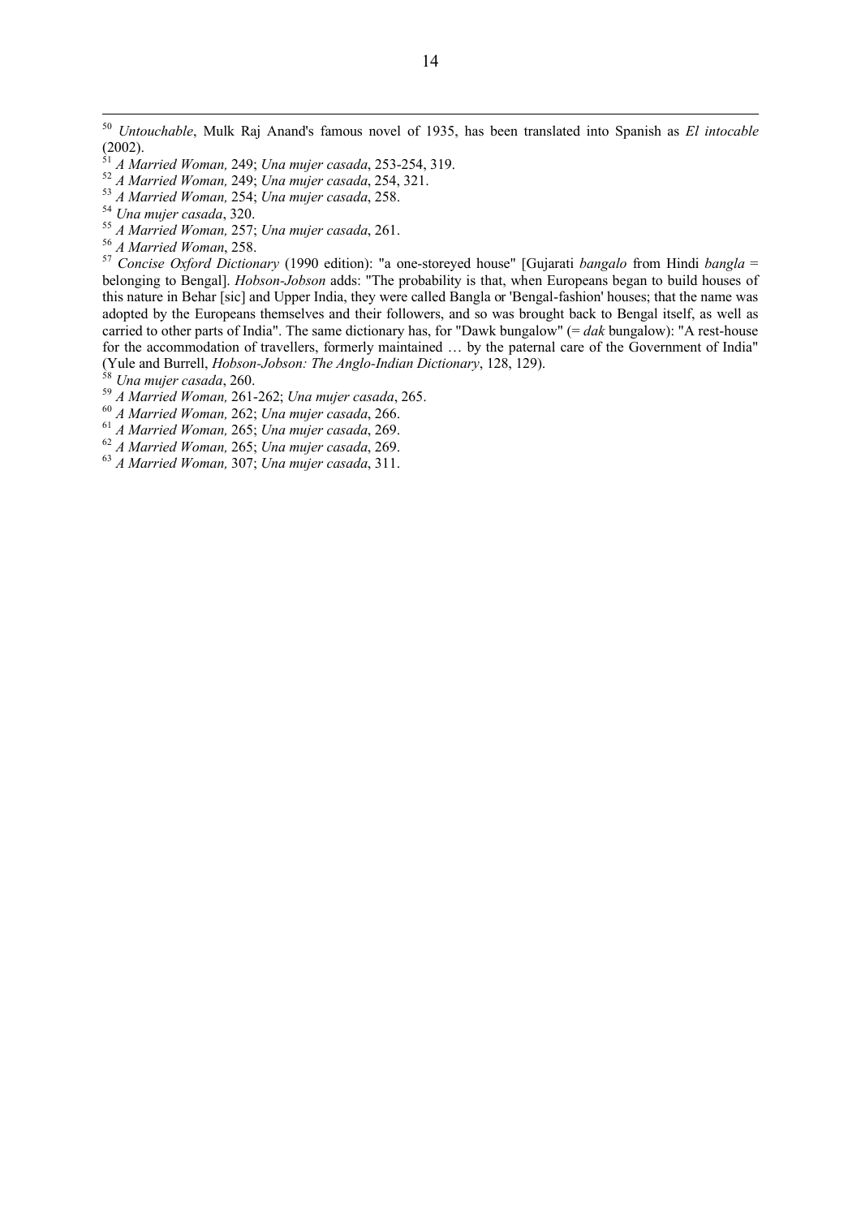[50] *Untouchable*, Mulk Raj Anand's famous novel of 1935, has been translated into Spanish as *El intocable* (2002).

[51] *A Married Woman,* 249; *Una mujer casada*, 253-254, 319.

[52] *A Married Woman,* 249; *Una mujer casada*, 254, 321.

[53] *A Married Woman,* 254; *Una mujer casada*, 258.

[54] *Una mujer casada*, 320.

[55] *A Married Woman,* 257; *Una mujer casada*, 261.

[56] *A Married Woman*, 258.

[57] *Concise Oxford Dictionary* (1990 edition): "a one-storeyed house" [Gujarati *bangalo* from Hindi *bangla* = belonging to Bengal]. *Hobson-Jobson* adds: "The probability is that, when Europeans began to build houses of this nature in Behar [sic] and Upper India, they were called Bangla or 'Bengal-fashion' houses; that the name was adopted by the Europeans themselves and their followers, and so was brought back to Bengal itself, as well as carried to other parts of India". The same dictionary has, for "Dawk bungalow" (= *dak* bungalow): "A rest-house for the accommodation of travellers, formerly maintained … by the paternal care of the Government of India" (Yule and Burrell, *Hobson-Jobson: The Anglo-Indian Dictionary*, 128, 129).

[58] *Una mujer casada*, 260.

[59] *A Married Woman,* 261-262; *Una mujer casada*, 265.

[60] *A Married Woman,* 262; *Una mujer casada*, 266.

[61] *A Married Woman,* 265; *Una mujer casada*, 269.

[62] *A Married Woman,* 265; *Una mujer casada*, 269.

[63] *A Married Woman,* 307; *Una mujer casada*, 311.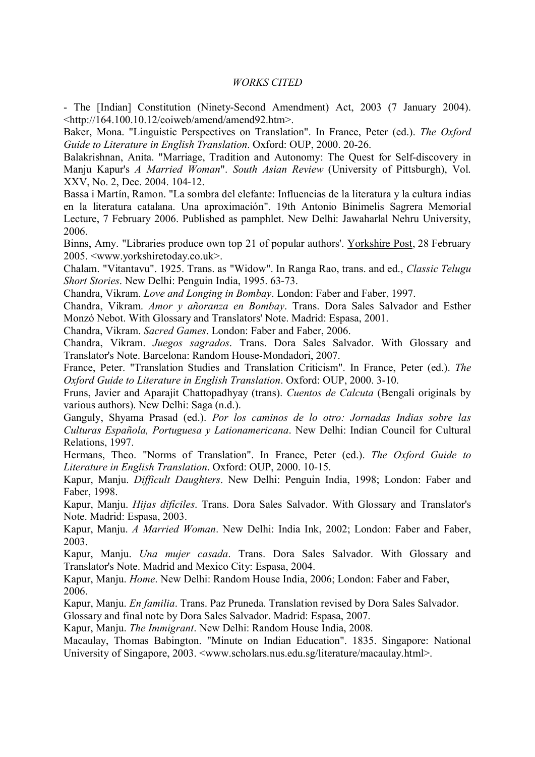*WORKS CITED*

- The [Indian] Constitution (Ninety-Second Amendment) Act, 2003 (7 January 2004). <http://164.100.10.12/coiweb/amend/amend92.htm>.

Baker, Mona. "Linguistic Perspectives on Translation". In France, Peter (ed.). *The Oxford Guide to Literature in English Translation*. Oxford: OUP, 2000. 20-26.

Balakrishnan, Anita. "Marriage, Tradition and Autonomy: The Quest for Self-discovery in Manju Kapur's *A Married Woman*". *South Asian Review* (University of Pittsburgh), Vol. XXV, No. 2, Dec. 2004. 104-12.

Bassa i Martín, Ramon. "La sombra del elefante: Influencias de la literatura y la cultura indias en la literatura catalana. Una aproximación". 19th Antonio Binimelis Sagrera Memorial Lecture, 7 February 2006. Published as pamphlet. New Delhi: Jawaharlal Nehru University, 2006.

Binns, Amy. "Libraries produce own top 21 of popular authors'. Yorkshire Post, 28 February 2005. <www.yorkshiretoday.co.uk>.

Chalam. "Vitantavu". 1925. Trans. as "Widow". In Ranga Rao, trans. and ed., *Classic Telugu Short Stories*. New Delhi: Penguin India, 1995. 63-73.

Chandra, Vikram. *Love and Longing in Bombay*. London: Faber and Faber, 1997.

Chandra, Vikram. *Amor y añoranza en Bombay*. Trans. Dora Sales Salvador and Esther Monzó Nebot. With Glossary and Translators' Note. Madrid: Espasa, 2001.

Chandra, Vikram. *Sacred Games*. London: Faber and Faber, 2006.

Chandra, Vikram. *Juegos sagrados*. Trans. Dora Sales Salvador. With Glossary and Translator's Note. Barcelona: Random House-Mondadori, 2007.

France, Peter. "Translation Studies and Translation Criticism". In France, Peter (ed.). *The Oxford Guide to Literature in English Translation*. Oxford: OUP, 2000. 3-10.

Fruns, Javier and Aparajit Chattopadhyay (trans). *Cuentos de Calcuta* (Bengali originals by various authors). New Delhi: Saga (n.d.).

Ganguly, Shyama Prasad (ed.). *Por los caminos de lo otro: Jornadas Indias sobre las Culturas Española, Portuguesa y Lationamericana*. New Delhi: Indian Council for Cultural Relations, 1997.

Hermans, Theo. "Norms of Translation". In France, Peter (ed.). *The Oxford Guide to Literature in English Translation*. Oxford: OUP, 2000. 10-15.

Kapur, Manju. *Difficult Daughters*. New Delhi: Penguin India, 1998; London: Faber and Faber, 1998.

Kapur, Manju. *Hijas difíciles*. Trans. Dora Sales Salvador. With Glossary and Translator's Note. Madrid: Espasa, 2003.

Kapur, Manju. *A Married Woman*. New Delhi: India Ink, 2002; London: Faber and Faber, 2003.

Kapur, Manju. *Una mujer casada*. Trans. Dora Sales Salvador. With Glossary and Translator's Note. Madrid and Mexico City: Espasa, 2004.

Kapur, Manju. *Home*. New Delhi: Random House India, 2006; London: Faber and Faber, 2006.

Kapur, Manju. *En familia*. Trans. Paz Pruneda. Translation revised by Dora Sales Salvador. Glossary and final note by Dora Sales Salvador. Madrid: Espasa, 2007.

Kapur, Manju. *The Immigrant*. New Delhi: Random House India, 2008.

Macaulay, Thomas Babington. "Minute on Indian Education". 1835. Singapore: National University of Singapore, 2003. <www.scholars.nus.edu.sg/literature/macaulay.html>.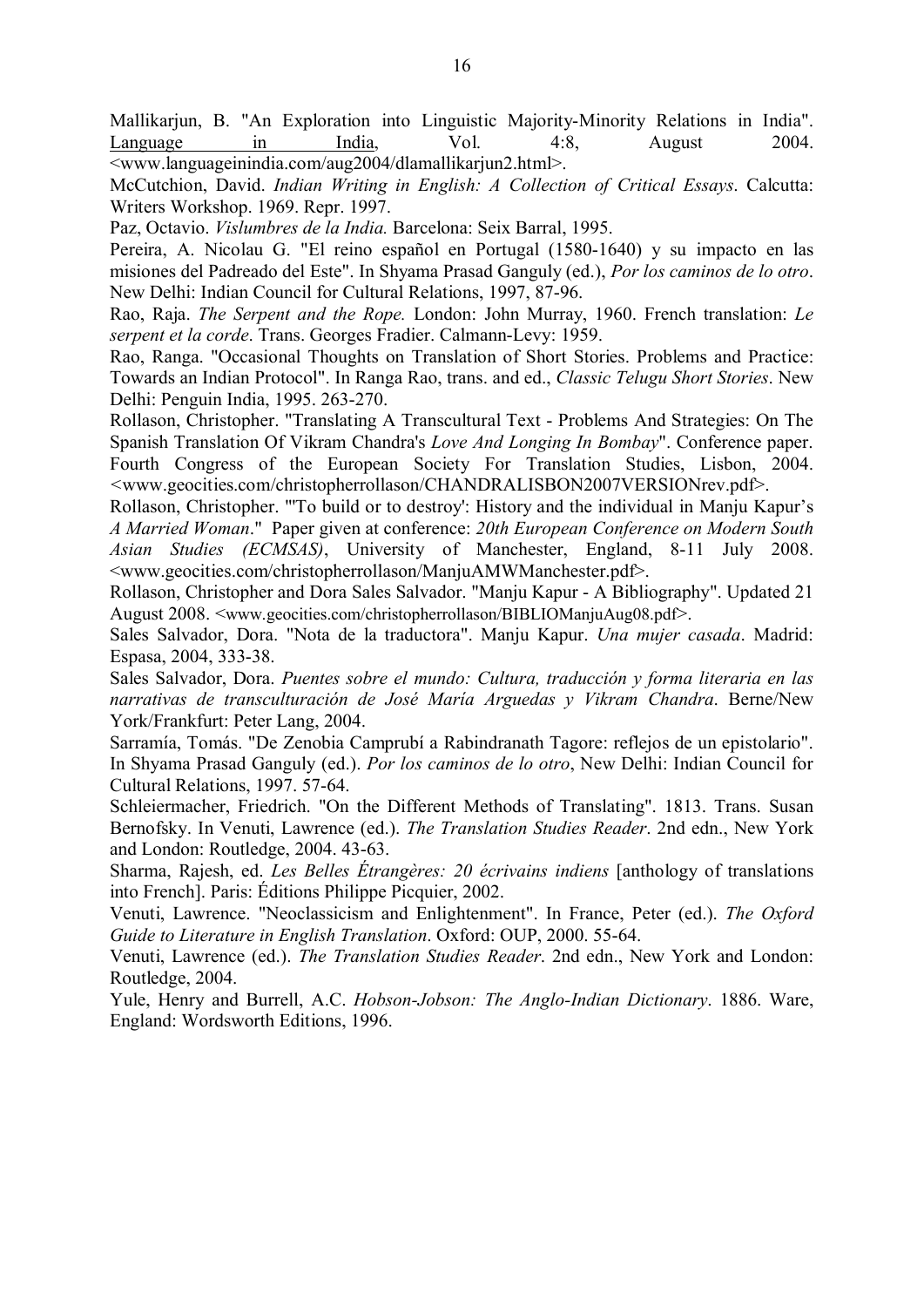Mallikarjun, B. "An Exploration into Linguistic Majority-Minority Relations in India". Language in India, Vol. 4:8, August 2004. <www.languageinindia.com/aug2004/dlamallikarjun2.html>.

McCutchion, David. *Indian Writing in English: A Collection of Critical Essays*. Calcutta: Writers Workshop. 1969. Repr. 1997.

Paz, Octavio. *Vislumbres de la India.* Barcelona: Seix Barral, 1995.

Pereira, A. Nicolau G. "El reino español en Portugal (1580-1640) y su impacto en las misiones del Padreado del Este". In Shyama Prasad Ganguly (ed.), *Por los caminos de lo otro*. New Delhi: Indian Council for Cultural Relations, 1997, 87-96.

Rao, Raja. *The Serpent and the Rope.* London: John Murray, 1960. French translation: *Le serpent et la corde*. Trans. Georges Fradier. Calmann-Levy: 1959.

Rao, Ranga. "Occasional Thoughts on Translation of Short Stories. Problems and Practice: Towards an Indian Protocol". In Ranga Rao, trans. and ed., *Classic Telugu Short Stories*. New Delhi: Penguin India, 1995. 263-270.

Rollason, Christopher. "Translating A Transcultural Text - Problems And Strategies: On The Spanish Translation Of Vikram Chandra's *Love And Longing In Bombay*". Conference paper. Fourth Congress of the European Society For Translation Studies, Lisbon, 2004. <www.geocities.com/christopherrollason/CHANDRALISBON2007VERSIONrev.pdf>.

Rollason, Christopher. "'To build or to destroy': History and the individual in Manju Kapur's *A Married Woman*." Paper given at conference: *20th European Conference on Modern South Asian Studies (ECMSAS)*, University of Manchester, England, 8-11 July 2008. <www.geocities.com/christopherrollason/ManjuAMWManchester.pdf>.

Rollason, Christopher and Dora Sales Salvador. "Manju Kapur - A Bibliography". Updated 21 August 2008. <www.geocities.com/christopherrollason/BIBLIOManjuAug08.pdf>.

Sales Salvador, Dora. "Nota de la traductora". Manju Kapur. *Una mujer casada*. Madrid: Espasa, 2004, 333-38.

Sales Salvador, Dora. *Puentes sobre el mundo: Cultura, traducción y forma literaria en las narrativas de transculturación de José María Arguedas y Vikram Chandra*. Berne/New York/Frankfurt: Peter Lang, 2004.

Sarramía, Tomás. "De Zenobia Camprubí a Rabindranath Tagore: reflejos de un epistolario". In Shyama Prasad Ganguly (ed.). *Por los caminos de lo otro*, New Delhi: Indian Council for Cultural Relations, 1997. 57-64.

Schleiermacher, Friedrich. "On the Different Methods of Translating". 1813. Trans. Susan Bernofsky. In Venuti, Lawrence (ed.). *The Translation Studies Reader*. 2nd edn., New York and London: Routledge, 2004. 43-63.

Sharma, Rajesh, ed. *Les Belles Étrangères: 20 écrivains indiens* [anthology of translations into French]. Paris: Éditions Philippe Picquier, 2002.

Venuti, Lawrence. "Neoclassicism and Enlightenment". In France, Peter (ed.). *The Oxford Guide to Literature in English Translation*. Oxford: OUP, 2000. 55-64.

Venuti, Lawrence (ed.). *The Translation Studies Reader*. 2nd edn., New York and London: Routledge, 2004.

Yule, Henry and Burrell, A.C. *Hobson-Jobson: The Anglo-Indian Dictionary*. 1886. Ware, England: Wordsworth Editions, 1996.